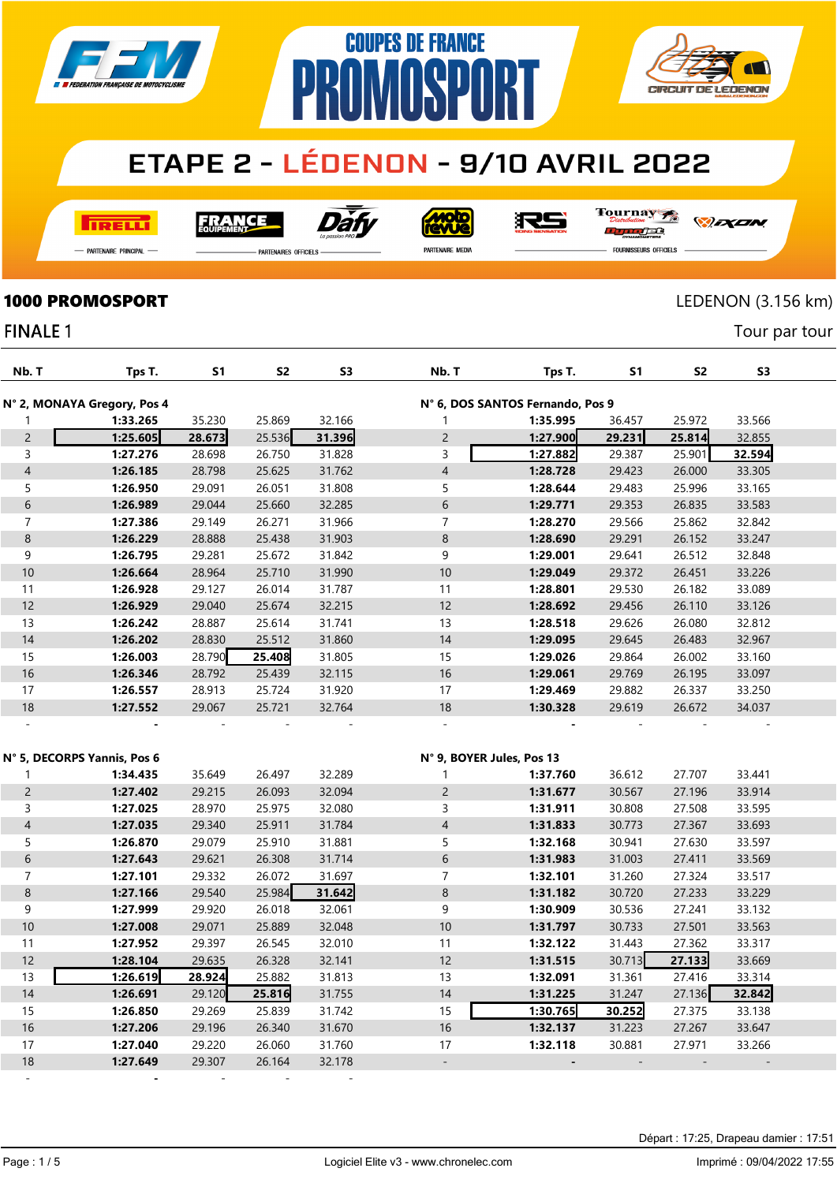# COUPES DE FRANCE PROMOSPORT

## ETAPE 2 - LÉDENON - 9/10 AVRIL 2022

**1000 PROMOSPORT** — LEDENON (3.156 km)

FINALE 1 — Tour par tour

### N° 2, MONAYA Gregory, Pos 4

| Nb. T | Tps T. | S1 | S2 | S3 |
|---|---|---|---|---|
| 1 | **1:33.265** | 35.230 | 25.869 | 32.166 |
| 2 | **1:25.605** | **28.673** | 25.536 | **31.396** |
| 3 | **1:27.276** | 28.698 | 26.750 | 31.828 |
| 4 | **1:26.185** | 28.798 | 25.625 | 31.762 |
| 5 | **1:26.950** | 29.091 | 26.051 | 31.808 |
| 6 | **1:26.989** | 29.044 | 25.660 | 32.285 |
| 7 | **1:27.386** | 29.149 | 26.271 | 31.966 |
| 8 | **1:26.229** | 28.888 | 25.438 | 31.903 |
| 9 | **1:26.795** | 29.281 | 25.672 | 31.842 |
| 10 | **1:26.664** | 28.964 | 25.710 | 31.990 |
| 11 | **1:26.928** | 29.127 | 26.014 | 31.787 |
| 12 | **1:26.929** | 29.040 | 25.674 | 32.215 |
| 13 | **1:26.242** | 28.887 | 25.614 | 31.741 |
| 14 | **1:26.202** | 28.830 | 25.512 | 31.860 |
| 15 | **1:26.003** | 28.790 | **25.408** | 31.805 |
| 16 | **1:26.346** | 28.792 | 25.439 | 32.115 |
| 17 | **1:26.557** | 28.913 | 25.724 | 31.920 |
| 18 | **1:27.552** | 29.067 | 25.721 | 32.764 |
| - | - | - | - | - |

### N° 6, DOS SANTOS Fernando, Pos 9

| Nb. T | Tps T. | S1 | S2 | S3 |
|---|---|---|---|---|
| 1 | **1:35.995** | 36.457 | 25.972 | 33.566 |
| 2 | **1:27.900** | **29.231** | **25.814** | 32.855 |
| 3 | **1:27.882** | 29.387 | 25.901 | **32.594** |
| 4 | **1:28.728** | 29.423 | 26.000 | 33.305 |
| 5 | **1:28.644** | 29.483 | 25.996 | 33.165 |
| 6 | **1:29.771** | 29.353 | 26.835 | 33.583 |
| 7 | **1:28.270** | 29.566 | 25.862 | 32.842 |
| 8 | **1:28.690** | 29.291 | 26.152 | 33.247 |
| 9 | **1:29.001** | 29.641 | 26.512 | 32.848 |
| 10 | **1:29.049** | 29.372 | 26.451 | 33.226 |
| 11 | **1:28.801** | 29.530 | 26.182 | 33.089 |
| 12 | **1:28.692** | 29.456 | 26.110 | 33.126 |
| 13 | **1:28.518** | 29.626 | 26.080 | 32.812 |
| 14 | **1:29.095** | 29.645 | 26.483 | 32.967 |
| 15 | **1:29.026** | 29.864 | 26.002 | 33.160 |
| 16 | **1:29.061** | 29.769 | 26.195 | 33.097 |
| 17 | **1:29.469** | 29.882 | 26.337 | 33.250 |
| 18 | **1:30.328** | 29.619 | 26.672 | 34.037 |
| - | - | - | - | - |

### N° 5, DECORPS Yannis, Pos 6

| Nb. T | Tps T. | S1 | S2 | S3 |
|---|---|---|---|---|
| 1 | **1:34.435** | 35.649 | 26.497 | 32.289 |
| 2 | **1:27.402** | 29.215 | 26.093 | 32.094 |
| 3 | **1:27.025** | 28.970 | 25.975 | 32.080 |
| 4 | **1:27.035** | 29.340 | 25.911 | 31.784 |
| 5 | **1:26.870** | 29.079 | 25.910 | 31.881 |
| 6 | **1:27.643** | 29.621 | 26.308 | 31.714 |
| 7 | **1:27.101** | 29.332 | 26.072 | 31.697 |
| 8 | **1:27.166** | 29.540 | 25.984 | **31.642** |
| 9 | **1:27.999** | 29.920 | 26.018 | 32.061 |
| 10 | **1:27.008** | 29.071 | 25.889 | 32.048 |
| 11 | **1:27.952** | 29.397 | 26.545 | 32.010 |
| 12 | **1:28.104** | 29.635 | 26.328 | 32.141 |
| 13 | **1:26.619** | **28.924** | 25.882 | 31.813 |
| 14 | **1:26.691** | 29.120 | **25.816** | 31.755 |
| 15 | **1:26.850** | 29.269 | 25.839 | 31.742 |
| 16 | **1:27.206** | 29.196 | 26.340 | 31.670 |
| 17 | **1:27.040** | 29.220 | 26.060 | 31.760 |
| 18 | **1:27.649** | 29.307 | 26.164 | 32.178 |
| - | - | - | - | - |

### N° 9, BOYER Jules, Pos 13

| Nb. T | Tps T. | S1 | S2 | S3 |
|---|---|---|---|---|
| 1 | **1:37.760** | 36.612 | 27.707 | 33.441 |
| 2 | **1:31.677** | 30.567 | 27.196 | 33.914 |
| 3 | **1:31.911** | 30.808 | 27.508 | 33.595 |
| 4 | **1:31.833** | 30.773 | 27.367 | 33.693 |
| 5 | **1:32.168** | 30.941 | 27.630 | 33.597 |
| 6 | **1:31.983** | 31.003 | 27.411 | 33.569 |
| 7 | **1:32.101** | 31.260 | 27.324 | 33.517 |
| 8 | **1:31.182** | 30.720 | 27.233 | 33.229 |
| 9 | **1:30.909** | 30.536 | 27.241 | 33.132 |
| 10 | **1:31.797** | 30.733 | 27.501 | 33.563 |
| 11 | **1:32.122** | 31.443 | 27.362 | 33.317 |
| 12 | **1:31.515** | 30.713 | **27.133** | 33.669 |
| 13 | **1:32.091** | 31.361 | 27.416 | 33.314 |
| 14 | **1:31.225** | 31.247 | 27.136 | **32.842** |
| 15 | **1:30.765** | **30.252** | 27.375 | 33.138 |
| 16 | **1:32.137** | 31.223 | 27.267 | 33.647 |
| 17 | **1:32.118** | 30.881 | 27.971 | 33.266 |
| - | - | - | - | - |

Départ : 17:25, Drapeau damier : 17:51

Logiciel Elite v3 - www.chronelec.com — Imprimé : 09/04/2022 17:55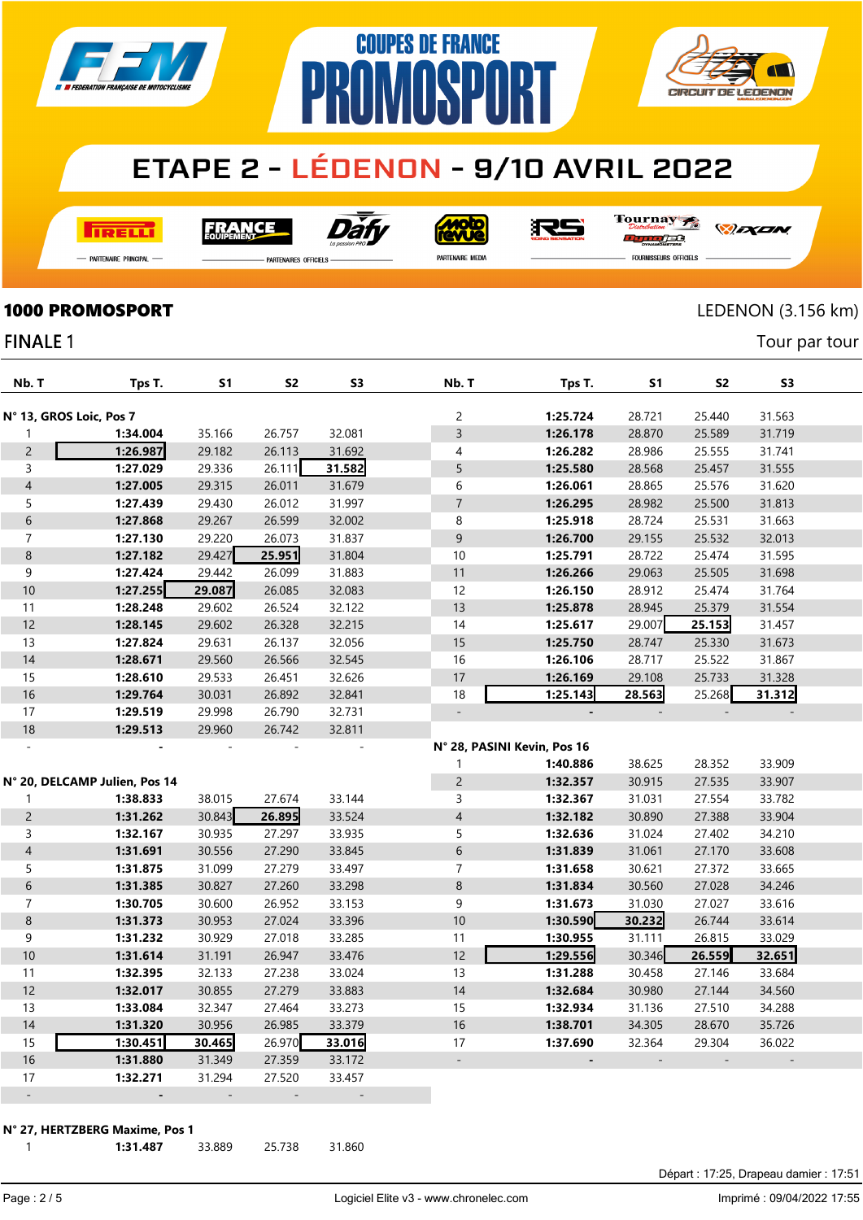# ETAPE 2 - LÉDENON - 9/10 AVRIL 2022

COUPES DE FRANCE PROMOSPORT

**1000 PROMOSPORT** — LEDENON (3.156 km)

FINALE 1 — Tour par tour

| Nb. T | Tps T. | S1 | S2 | S3 |
|---|---|---|---|---|
| **N° 13, GROS Loic, Pos 7** | | | | |
| 1 | **1:34.004** | 35.166 | 26.757 | 32.081 |
| 2 | **1:26.987** | 29.182 | 26.113 | 31.692 |
| 3 | **1:27.029** | 29.336 | 26.111 | **31.582** |
| 4 | **1:27.005** | 29.315 | 26.011 | 31.679 |
| 5 | **1:27.439** | 29.430 | 26.012 | 31.997 |
| 6 | **1:27.868** | 29.267 | 26.599 | 32.002 |
| 7 | **1:27.130** | 29.220 | 26.073 | 31.837 |
| 8 | **1:27.182** | 29.427 | **25.951** | 31.804 |
| 9 | **1:27.424** | 29.442 | 26.099 | 31.883 |
| 10 | **1:27.255** | **29.087** | 26.085 | 32.083 |
| 11 | **1:28.248** | 29.602 | 26.524 | 32.122 |
| 12 | **1:28.145** | 29.602 | 26.328 | 32.215 |
| 13 | **1:27.824** | 29.631 | 26.137 | 32.056 |
| 14 | **1:28.671** | 29.560 | 26.566 | 32.545 |
| 15 | **1:28.610** | 29.533 | 26.451 | 32.626 |
| 16 | **1:29.764** | 30.031 | 26.892 | 32.841 |
| 17 | **1:29.519** | 29.998 | 26.790 | 32.731 |
| 18 | **1:29.513** | 29.960 | 26.742 | 32.811 |
| - | - | - | - | - |
| **N° 20, DELCAMP Julien, Pos 14** | | | | |
| 1 | **1:38.833** | 38.015 | 27.674 | 33.144 |
| 2 | **1:31.262** | 30.843 | **26.895** | 33.524 |
| 3 | **1:32.167** | 30.935 | 27.297 | 33.935 |
| 4 | **1:31.691** | 30.556 | 27.290 | 33.845 |
| 5 | **1:31.875** | 31.099 | 27.279 | 33.497 |
| 6 | **1:31.385** | 30.827 | 27.260 | 33.298 |
| 7 | **1:30.705** | 30.600 | 26.952 | 33.153 |
| 8 | **1:31.373** | 30.953 | 27.024 | 33.396 |
| 9 | **1:31.232** | 30.929 | 27.018 | 33.285 |
| 10 | **1:31.614** | 31.191 | 26.947 | 33.476 |
| 11 | **1:32.395** | 32.133 | 27.238 | 33.024 |
| 12 | **1:32.017** | 30.855 | 27.279 | 33.883 |
| 13 | **1:33.084** | 32.347 | 27.464 | 33.273 |
| 14 | **1:31.320** | 30.956 | 26.985 | 33.379 |
| 15 | **1:30.451** | **30.465** | 26.970 | **33.016** |
| 16 | **1:31.880** | 31.349 | 27.359 | 33.172 |
| 17 | **1:32.271** | 31.294 | 27.520 | 33.457 |
| - | - | - | - | - |
| **N° 27, HERTZBERG Maxime, Pos 1** | | | | |
| 1 | **1:31.487** | 33.889 | 25.738 | 31.860 |
| 2 | **1:25.724** | 28.721 | 25.440 | 31.563 |
| 3 | **1:26.178** | 28.870 | 25.589 | 31.719 |
| 4 | **1:26.282** | 28.986 | 25.555 | 31.741 |
| 5 | **1:25.580** | 28.568 | 25.457 | 31.555 |
| 6 | **1:26.061** | 28.865 | 25.576 | 31.620 |
| 7 | **1:26.295** | 28.982 | 25.500 | 31.813 |
| 8 | **1:25.918** | 28.724 | 25.531 | 31.663 |
| 9 | **1:26.700** | 29.155 | 25.532 | 32.013 |
| 10 | **1:25.791** | 28.722 | 25.474 | 31.595 |
| 11 | **1:26.266** | 29.063 | 25.505 | 31.698 |
| 12 | **1:26.150** | 28.912 | 25.474 | 31.764 |
| 13 | **1:25.878** | 28.945 | 25.379 | 31.554 |
| 14 | **1:25.617** | 29.007 | **25.153** | 31.457 |
| 15 | **1:25.750** | 28.747 | 25.330 | 31.673 |
| 16 | **1:26.106** | 28.717 | 25.522 | 31.867 |
| 17 | **1:26.169** | 29.108 | 25.733 | 31.328 |
| 18 | **1:25.143** | **28.563** | 25.268 | **31.312** |
| - | - | - | - | - |
| **N° 28, PASINI Kevin, Pos 16** | | | | |
| 1 | **1:40.886** | 38.625 | 28.352 | 33.909 |
| 2 | **1:32.357** | 30.915 | 27.535 | 33.907 |
| 3 | **1:32.367** | 31.031 | 27.554 | 33.782 |
| 4 | **1:32.182** | 30.890 | 27.388 | 33.904 |
| 5 | **1:32.636** | 31.024 | 27.402 | 34.210 |
| 6 | **1:31.839** | 31.061 | 27.170 | 33.608 |
| 7 | **1:31.658** | 30.621 | 27.372 | 33.665 |
| 8 | **1:31.834** | 30.560 | 27.028 | 34.246 |
| 9 | **1:31.673** | 31.030 | 27.027 | 33.616 |
| 10 | **1:30.590** | **30.232** | 26.744 | 33.614 |
| 11 | **1:30.955** | 31.111 | 26.815 | 33.029 |
| 12 | **1:29.556** | 30.346 | **26.559** | **32.651** |
| 13 | **1:31.288** | 30.458 | 27.146 | 33.684 |
| 14 | **1:32.684** | 30.980 | 27.144 | 34.560 |
| 15 | **1:32.934** | 31.136 | 27.510 | 34.288 |
| 16 | **1:38.701** | 34.305 | 28.670 | 35.726 |
| 17 | **1:37.690** | 32.364 | 29.304 | 36.022 |
| - | - | - | - | - |

Départ : 17:25, Drapeau damier : 17:51

Logiciel Elite v3 - www.chronelec.com — Imprimé : 09/04/2022 17:55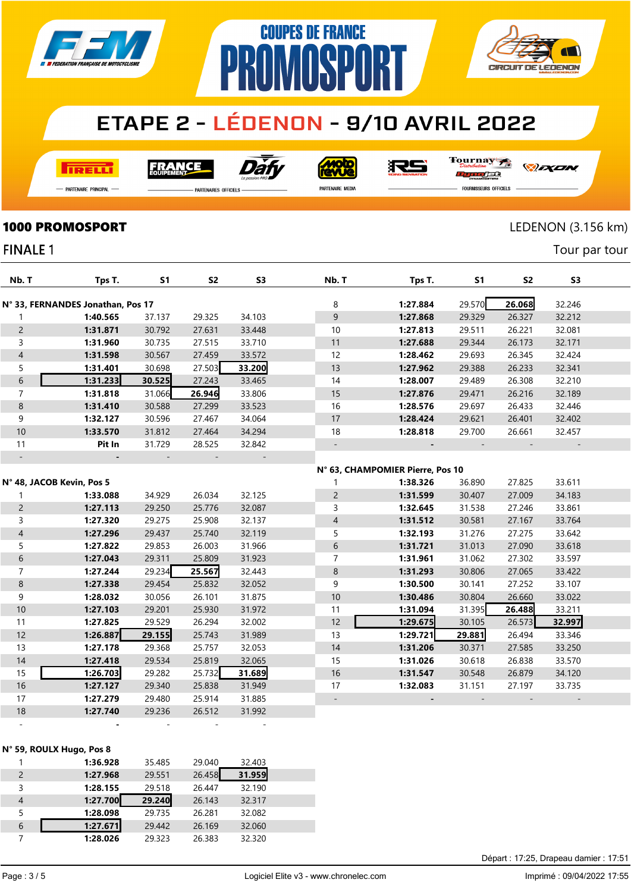# COUPES DE FRANCE PROMOSPORT

## ETAPE 2 - LÉDENON - 9/10 AVRIL 2022

PIRELLI — PARTENAIRE PRINCIPAL

FRANCE EQUIPEMENT, Dafy — PARTENAIRES OFFICIELS

Moto Revue — PARTENAIRE MEDIA

RS, Tournay Distribution, Dynojet, IXON — FOURNISSEURS OFFICIELS

## 1000 PROMOSPORT

LEDENON (3.156 km)

### FINALE 1

Tour par tour

**N° 33, FERNANDES Jonathan, Pos 17**

| Nb. T | Tps T. | S1 | S2 | S3 |
|---|---|---|---|---|
| 1 | **1:40.565** | 37.137 | 29.325 | 34.103 |
| 2 | **1:31.871** | 30.792 | 27.631 | 33.448 |
| 3 | **1:31.960** | 30.735 | 27.515 | 33.710 |
| 4 | **1:31.598** | 30.567 | 27.459 | 33.572 |
| 5 | **1:31.401** | 30.698 | 27.503 | **33.200** |
| 6 | **1:31.233** | **30.525** | 27.243 | 33.465 |
| 7 | **1:31.818** | 31.066 | **26.946** | 33.806 |
| 8 | **1:31.410** | 30.588 | 27.299 | 33.523 |
| 9 | **1:32.127** | 30.596 | 27.467 | 34.064 |
| 10 | **1:33.570** | 31.812 | 27.464 | 34.294 |
| 11 | **Pit In** | 31.729 | 28.525 | 32.842 |
| - | - | - | - | - |

**N° 48, JACOB Kevin, Pos 5**

| Nb. T | Tps T. | S1 | S2 | S3 |
|---|---|---|---|---|
| 1 | **1:33.088** | 34.929 | 26.034 | 32.125 |
| 2 | **1:27.113** | 29.250 | 25.776 | 32.087 |
| 3 | **1:27.320** | 29.275 | 25.908 | 32.137 |
| 4 | **1:27.296** | 29.437 | 25.740 | 32.119 |
| 5 | **1:27.822** | 29.853 | 26.003 | 31.966 |
| 6 | **1:27.043** | 29.311 | 25.809 | 31.923 |
| 7 | **1:27.244** | 29.234 | **25.567** | 32.443 |
| 8 | **1:27.338** | 29.454 | 25.832 | 32.052 |
| 9 | **1:28.032** | 30.056 | 26.101 | 31.875 |
| 10 | **1:27.103** | 29.201 | 25.930 | 31.972 |
| 11 | **1:27.825** | 29.529 | 26.294 | 32.002 |
| 12 | **1:26.887** | **29.155** | 25.743 | 31.989 |
| 13 | **1:27.178** | 29.368 | 25.757 | 32.053 |
| 14 | **1:27.418** | 29.534 | 25.819 | 32.065 |
| 15 | **1:26.703** | 29.282 | 25.732 | **31.689** |
| 16 | **1:27.127** | 29.340 | 25.838 | 31.949 |
| 17 | **1:27.279** | 29.480 | 25.914 | 31.885 |
| 18 | **1:27.740** | 29.236 | 26.512 | 31.992 |
| - | - | - | - | - |

**N° 59, ROULX Hugo, Pos 8**

| Nb. T | Tps T. | S1 | S2 | S3 |
|---|---|---|---|---|
| 1 | **1:36.928** | 35.485 | 29.040 | 32.403 |
| 2 | **1:27.968** | 29.551 | 26.458 | **31.959** |
| 3 | **1:28.155** | 29.518 | 26.447 | 32.190 |
| 4 | **1:27.700** | **29.240** | 26.143 | 32.317 |
| 5 | **1:28.098** | 29.735 | 26.281 | 32.082 |
| 6 | **1:27.671** | 29.442 | 26.169 | 32.060 |
| 7 | **1:28.026** | 29.323 | 26.383 | 32.320 |
| 8 | **1:27.884** | 29.570 | **26.068** | 32.246 |
| 9 | **1:27.868** | 29.329 | 26.327 | 32.212 |
| 10 | **1:27.813** | 29.511 | 26.221 | 32.081 |
| 11 | **1:27.688** | 29.344 | 26.173 | 32.171 |
| 12 | **1:28.462** | 29.693 | 26.345 | 32.424 |
| 13 | **1:27.962** | 29.388 | 26.233 | 32.341 |
| 14 | **1:28.007** | 29.489 | 26.308 | 32.210 |
| 15 | **1:27.876** | 29.471 | 26.216 | 32.189 |
| 16 | **1:28.576** | 29.697 | 26.433 | 32.446 |
| 17 | **1:28.424** | 29.621 | 26.401 | 32.402 |
| 18 | **1:28.818** | 29.700 | 26.661 | 32.457 |
| - | - | - | - | - |

**N° 63, CHAMPOMIER Pierre, Pos 10**

| Nb. T | Tps T. | S1 | S2 | S3 |
|---|---|---|---|---|
| 1 | **1:38.326** | 36.890 | 27.825 | 33.611 |
| 2 | **1:31.599** | 30.407 | 27.009 | 34.183 |
| 3 | **1:32.645** | 31.538 | 27.246 | 33.861 |
| 4 | **1:31.512** | 30.581 | 27.167 | 33.764 |
| 5 | **1:32.193** | 31.276 | 27.275 | 33.642 |
| 6 | **1:31.721** | 31.013 | 27.090 | 33.618 |
| 7 | **1:31.961** | 31.062 | 27.302 | 33.597 |
| 8 | **1:31.293** | 30.806 | 27.065 | 33.422 |
| 9 | **1:30.500** | 30.141 | 27.252 | 33.107 |
| 10 | **1:30.486** | 30.804 | 26.660 | 33.022 |
| 11 | **1:31.094** | 31.395 | **26.488** | 33.211 |
| 12 | **1:29.675** | 30.105 | 26.573 | **32.997** |
| 13 | **1:29.721** | **29.881** | 26.494 | 33.346 |
| 14 | **1:31.206** | 30.371 | 27.585 | 33.250 |
| 15 | **1:31.026** | 30.618 | 26.838 | 33.570 |
| 16 | **1:31.547** | 30.548 | 26.879 | 34.120 |
| 17 | **1:32.083** | 31.151 | 27.197 | 33.735 |
| - | - | - | - | - |

Départ : 17:25, Drapeau damier : 17:51

Logiciel Elite v3 - www.chronelec.com

Imprimé : 09/04/2022 17:55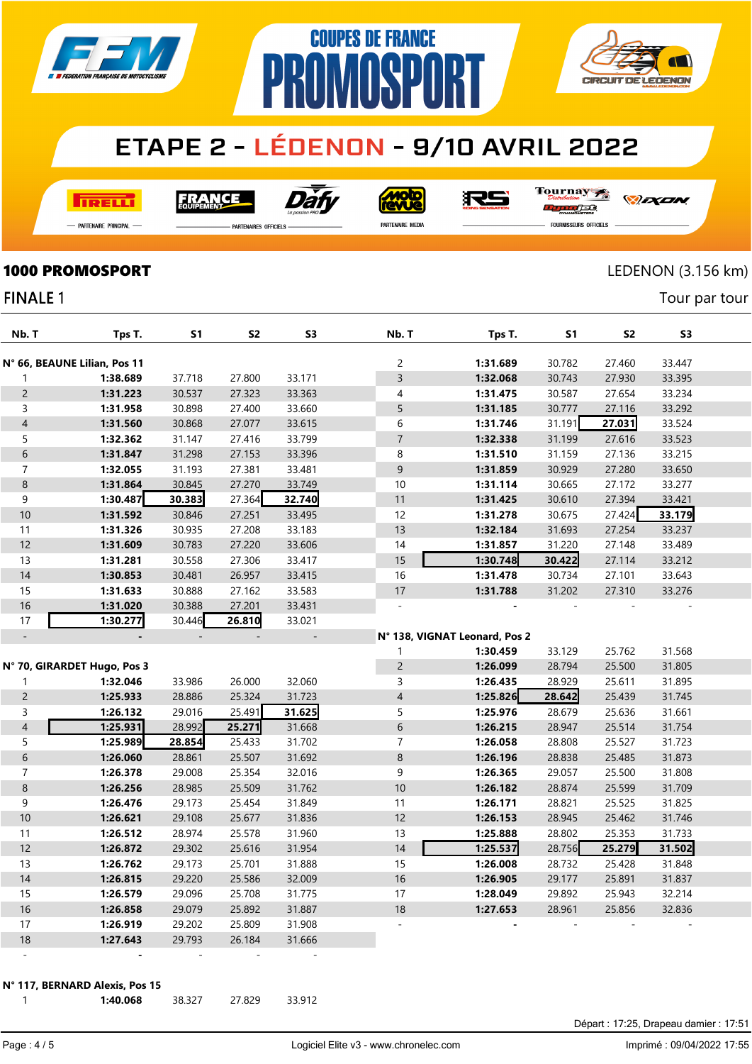# ETAPE 2 - LÉDENON - 9/10 AVRIL 2022

## 1000 PROMOSPORT

LEDENON (3.156 km)

## FINALE 1

Tour par tour

**N° 66, BEAUNE Lilian, Pos 11**

| Nb. T | Tps T. | S1 | S2 | S3 |
|---|---|---|---|---|
| 1 | **1:38.689** | 37.718 | 27.800 | 33.171 |
| 2 | **1:31.223** | 30.537 | 27.323 | 33.363 |
| 3 | **1:31.958** | 30.898 | 27.400 | 33.660 |
| 4 | **1:31.560** | 30.868 | 27.077 | 33.615 |
| 5 | **1:32.362** | 31.147 | 27.416 | 33.799 |
| 6 | **1:31.847** | 31.298 | 27.153 | 33.396 |
| 7 | **1:32.055** | 31.193 | 27.381 | 33.481 |
| 8 | **1:31.864** | 30.845 | 27.270 | 33.749 |
| 9 | **1:30.487** | **30.383** | 27.364 | **32.740** |
| 10 | **1:31.592** | 30.846 | 27.251 | 33.495 |
| 11 | **1:31.326** | 30.935 | 27.208 | 33.183 |
| 12 | **1:31.609** | 30.783 | 27.220 | 33.606 |
| 13 | **1:31.281** | 30.558 | 27.306 | 33.417 |
| 14 | **1:30.853** | 30.481 | 26.957 | 33.415 |
| 15 | **1:31.633** | 30.888 | 27.162 | 33.583 |
| 16 | **1:31.020** | 30.388 | 27.201 | 33.431 |
| 17 | **1:30.277** | 30.446 | **26.810** | 33.021 |
| - | - | - | - | - |

**N° 70, GIRARDET Hugo, Pos 3**

| Nb. T | Tps T. | S1 | S2 | S3 |
|---|---|---|---|---|
| 1 | **1:32.046** | 33.986 | 26.000 | 32.060 |
| 2 | **1:25.933** | 28.886 | 25.324 | 31.723 |
| 3 | **1:26.132** | 29.016 | 25.491 | **31.625** |
| 4 | **1:25.931** | 28.992 | **25.271** | 31.668 |
| 5 | **1:25.989** | **28.854** | 25.433 | 31.702 |
| 6 | **1:26.060** | 28.861 | 25.507 | 31.692 |
| 7 | **1:26.378** | 29.008 | 25.354 | 32.016 |
| 8 | **1:26.256** | 28.985 | 25.509 | 31.762 |
| 9 | **1:26.476** | 29.173 | 25.454 | 31.849 |
| 10 | **1:26.621** | 29.108 | 25.677 | 31.836 |
| 11 | **1:26.512** | 28.974 | 25.578 | 31.960 |
| 12 | **1:26.872** | 29.302 | 25.616 | 31.954 |
| 13 | **1:26.762** | 29.173 | 25.701 | 31.888 |
| 14 | **1:26.815** | 29.220 | 25.586 | 32.009 |
| 15 | **1:26.579** | 29.096 | 25.708 | 31.775 |
| 16 | **1:26.858** | 29.079 | 25.892 | 31.887 |
| 17 | **1:26.919** | 29.202 | 25.809 | 31.908 |
| 18 | **1:27.643** | 29.793 | 26.184 | 31.666 |
| - | - | - | - | - |

**N° 117, BERNARD Alexis, Pos 15**

| Nb. T | Tps T. | S1 | S2 | S3 |
|---|---|---|---|---|
| 1 | **1:40.068** | 38.327 | 27.829 | 33.912 |
| 2 | **1:31.689** | 30.782 | 27.460 | 33.447 |
| 3 | **1:32.068** | 30.743 | 27.930 | 33.395 |
| 4 | **1:31.475** | 30.587 | 27.654 | 33.234 |
| 5 | **1:31.185** | 30.777 | 27.116 | 33.292 |
| 6 | **1:31.746** | 31.191 | **27.031** | 33.524 |
| 7 | **1:32.338** | 31.199 | 27.616 | 33.523 |
| 8 | **1:31.510** | 31.159 | 27.136 | 33.215 |
| 9 | **1:31.859** | 30.929 | 27.280 | 33.650 |
| 10 | **1:31.114** | 30.665 | 27.172 | 33.277 |
| 11 | **1:31.425** | 30.610 | 27.394 | 33.421 |
| 12 | **1:31.278** | 30.675 | 27.424 | **33.179** |
| 13 | **1:32.184** | 31.693 | 27.254 | 33.237 |
| 14 | **1:31.857** | 31.220 | 27.148 | 33.489 |
| 15 | **1:30.748** | **30.422** | 27.114 | 33.212 |
| 16 | **1:31.478** | 30.734 | 27.101 | 33.643 |
| 17 | **1:31.788** | 31.202 | 27.310 | 33.276 |
| - | - | - | - | - |

**N° 138, VIGNAT Leonard, Pos 2**

| Nb. T | Tps T. | S1 | S2 | S3 |
|---|---|---|---|---|
| 1 | **1:30.459** | 33.129 | 25.762 | 31.568 |
| 2 | **1:26.099** | 28.794 | 25.500 | 31.805 |
| 3 | **1:26.435** | 28.929 | 25.611 | 31.895 |
| 4 | **1:25.826** | **28.642** | 25.439 | 31.745 |
| 5 | **1:25.976** | 28.679 | 25.636 | 31.661 |
| 6 | **1:26.215** | 28.947 | 25.514 | 31.754 |
| 7 | **1:26.058** | 28.808 | 25.527 | 31.723 |
| 8 | **1:26.196** | 28.838 | 25.485 | 31.873 |
| 9 | **1:26.365** | 29.057 | 25.500 | 31.808 |
| 10 | **1:26.182** | 28.874 | 25.599 | 31.709 |
| 11 | **1:26.171** | 28.821 | 25.525 | 31.825 |
| 12 | **1:26.153** | 28.945 | 25.462 | 31.746 |
| 13 | **1:25.888** | 28.802 | 25.353 | 31.733 |
| 14 | **1:25.537** | 28.756 | **25.279** | **31.502** |
| 15 | **1:26.008** | 28.732 | 25.428 | 31.848 |
| 16 | **1:26.905** | 29.177 | 25.891 | 31.837 |
| 17 | **1:28.049** | 29.892 | 25.943 | 32.214 |
| 18 | **1:27.653** | 28.961 | 25.856 | 32.836 |
| - | - | - | - | - |

Départ : 17:25, Drapeau damier : 17:51

Logiciel Elite v3 - www.chronelec.com

Imprimé : 09/04/2022 17:55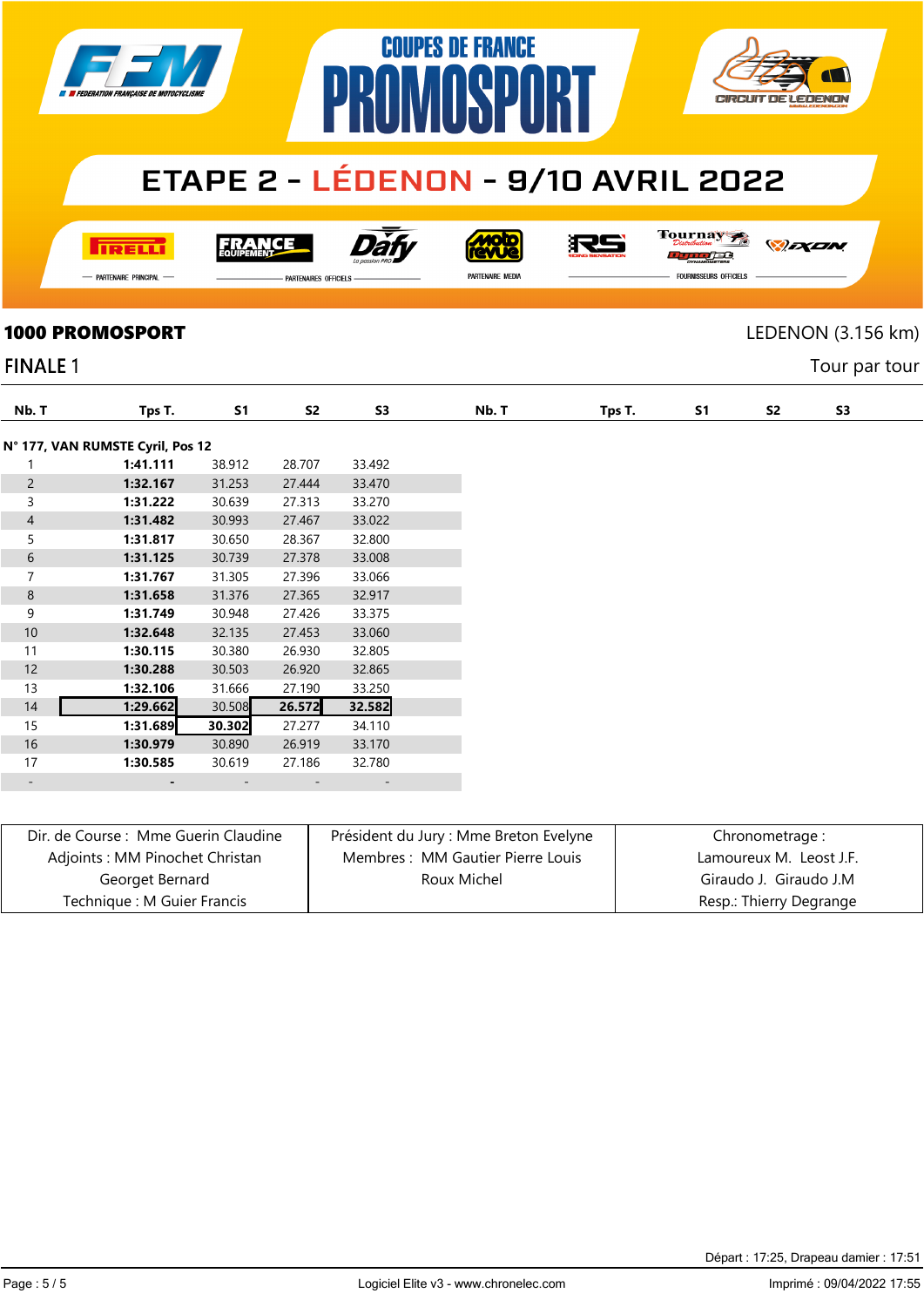# COUPES DE FRANCE PROMOSPORT

## ETAPE 2 - LÉDENON - 9/10 AVRIL 2022

PARTENAIRE PRINCIPAL — PARTENAIRES OFFICIELS — PARTENAIRE MEDIA — FOURNISSEURS OFFICIELS

**1000 PROMOSPORT** — LEDENON (3.156 km)

FINALE 1 — Tour par tour

**N° 177, VAN RUMSTE Cyril, Pos 12**

| Nb. T | Tps T. | S1 | S2 | S3 |
|---|---|---|---|---|
| 1 | **1:41.111** | 38.912 | 28.707 | 33.492 |
| 2 | **1:32.167** | 31.253 | 27.444 | 33.470 |
| 3 | **1:31.222** | 30.639 | 27.313 | 33.270 |
| 4 | **1:31.482** | 30.993 | 27.467 | 33.022 |
| 5 | **1:31.817** | 30.650 | 28.367 | 32.800 |
| 6 | **1:31.125** | 30.739 | 27.378 | 33.008 |
| 7 | **1:31.767** | 31.305 | 27.396 | 33.066 |
| 8 | **1:31.658** | 31.376 | 27.365 | 32.917 |
| 9 | **1:31.749** | 30.948 | 27.426 | 33.375 |
| 10 | **1:32.648** | 32.135 | 27.453 | 33.060 |
| 11 | **1:30.115** | 30.380 | 26.930 | 32.805 |
| 12 | **1:30.288** | 30.503 | 26.920 | 32.865 |
| 13 | **1:32.106** | 31.666 | 27.190 | 33.250 |
| 14 | **1:29.662** | 30.508 | **26.572** | **32.582** |
| 15 | **1:31.689** | **30.302** | 27.277 | 34.110 |
| 16 | **1:30.979** | 30.890 | 26.919 | 33.170 |
| 17 | **1:30.585** | 30.619 | 27.186 | 32.780 |
| - | - | - | - | - |

| | | |
|---|---|---|
| Dir. de Course : Mme Guerin Claudine<br>Adjoints : MM Pinochet Christan<br>Georget Bernard<br>Technique : M Guier Francis | Président du Jury : Mme Breton Evelyne<br>Membres : MM Gautier Pierre Louis<br>Roux Michel | Chronometrage :<br>Lamoureux M. Leost J.F.<br>Giraudo J. Giraudo J.M<br>Resp.: Thierry Degrange |

Départ : 17:25, Drapeau damier : 17:51

Logiciel Elite v3 - www.chronelec.com

Imprimé : 09/04/2022 17:55